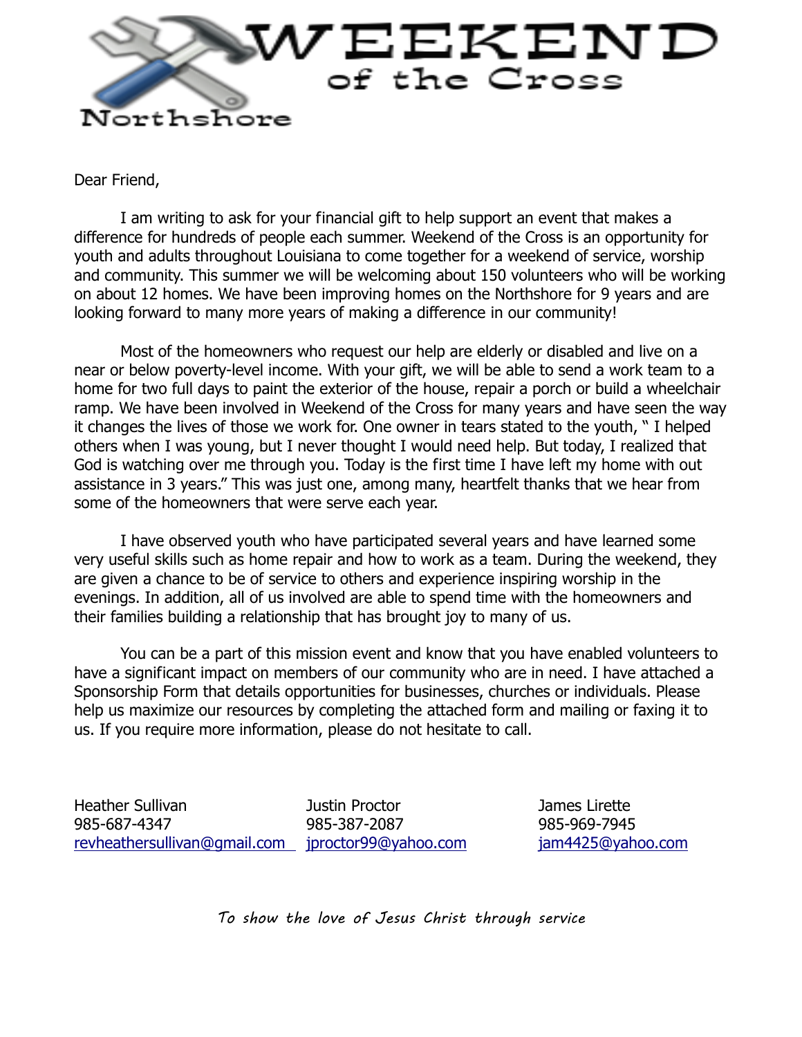# WEEKEND of the Cross

Northshore

Dear Friend,

I am writing to ask for your financial gift to help support an event that makes a difference for hundreds of people each summer. Weekend of the Cross is an opportunity for youth and adults throughout Louisiana to come together for a weekend of service, worship and community. This summer we will be welcoming about 150 volunteers who will be working on about 12 homes. We have been improving homes on the Northshore for 9 years and are looking forward to many more years of making a difference in our community!

Most of the homeowners who request our help are elderly or disabled and live on a near or below poverty-level income. With your gift, we will be able to send a work team to a home for two full days to paint the exterior of the house, repair a porch or build a wheelchair ramp. We have been involved in Weekend of the Cross for many years and have seen the way it changes the lives of those we work for. One owner in tears stated to the youth, " I helped others when I was young, but I never thought I would need help. But today, I realized that God is watching over me through you. Today is the first time I have left my home with out assistance in 3 years." This was just one, among many, heartfelt thanks that we hear from some of the homeowners that were serve each year.

I have observed youth who have participated several years and have learned some very useful skills such as home repair and how to work as a team. During the weekend, they are given a chance to be of service to others and experience inspiring worship in the evenings. In addition, all of us involved are able to spend time with the homeowners and their families building a relationship that has brought joy to many of us.

You can be a part of this mission event and know that you have enabled volunteers to have a significant impact on members of our community who are in need. I have attached a Sponsorship Form that details opportunities for businesses, churches or individuals. Please help us maximize our resources by completing the attached form and mailing or faxing it to us. If you require more information, please do not hesitate to call.

Heather Sullivan
985-687-4347
revheathersullivan@gmail.com

Justin Proctor
985-387-2087
jproctor99@yahoo.com

James Lirette
985-969-7945
jam4425@yahoo.com

*To show the love of Jesus Christ through service*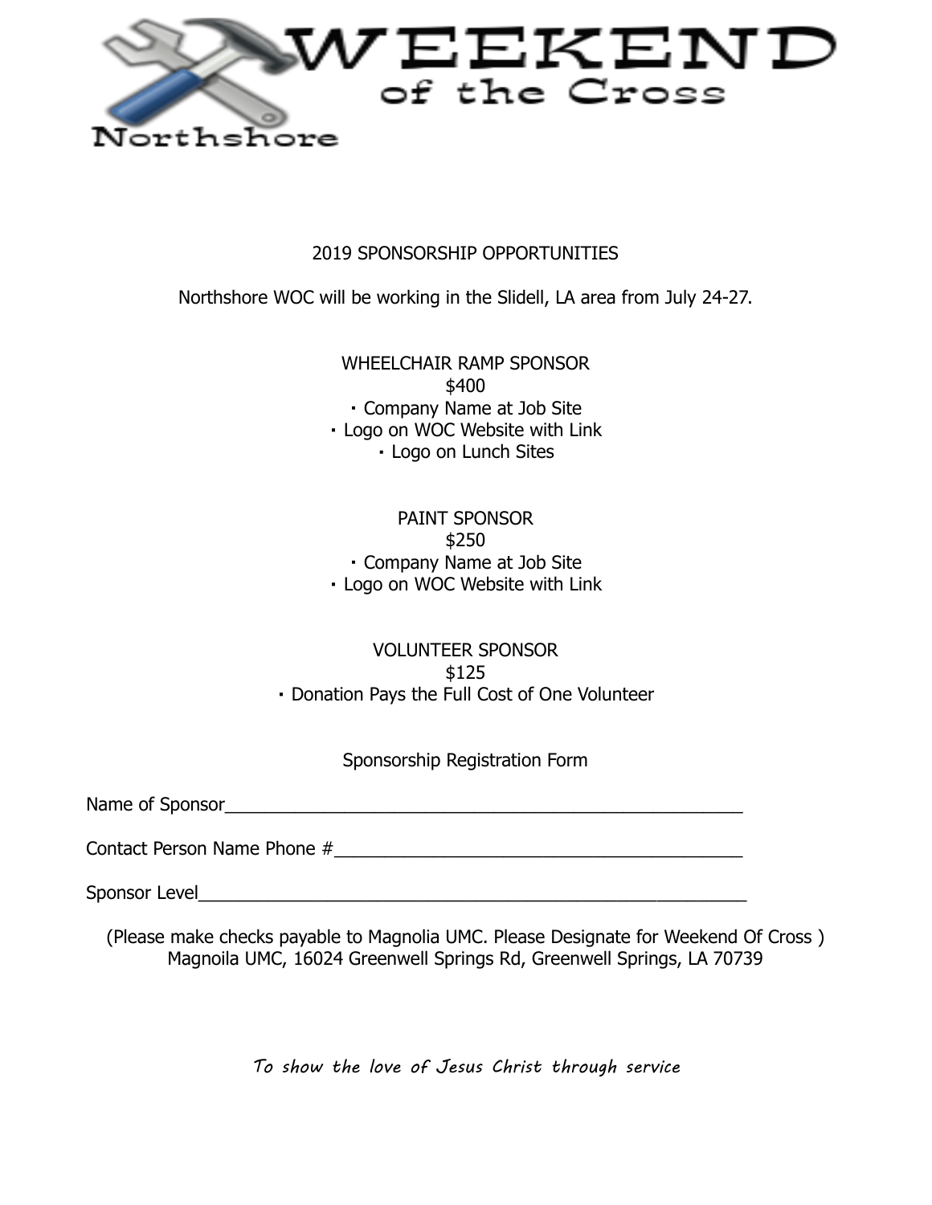# WEEKEND of the Cross

Northshore

## 2019 SPONSORSHIP OPPORTUNITIES

Northshore WOC will be working in the Slidell, LA area from July 24-27.

### WHEELCHAIR RAMP SPONSOR

$400

- Company Name at Job Site
- Logo on WOC Website with Link
- Logo on Lunch Sites

### PAINT SPONSOR

$250

- Company Name at Job Site
- Logo on WOC Website with Link

### VOLUNTEER SPONSOR

$125

- Donation Pays the Full Cost of One Volunteer

### Sponsorship Registration Form

Name of Sponsor_______________________________________________________

Contact Person Name Phone #__________________________________________

Sponsor Level__________________________________________________________

(Please make checks payable to Magnolia UMC. Please Designate for Weekend Of Cross )
Magnoila UMC, 16024 Greenwell Springs Rd, Greenwell Springs, LA 70739

*To show the love of Jesus Christ through service*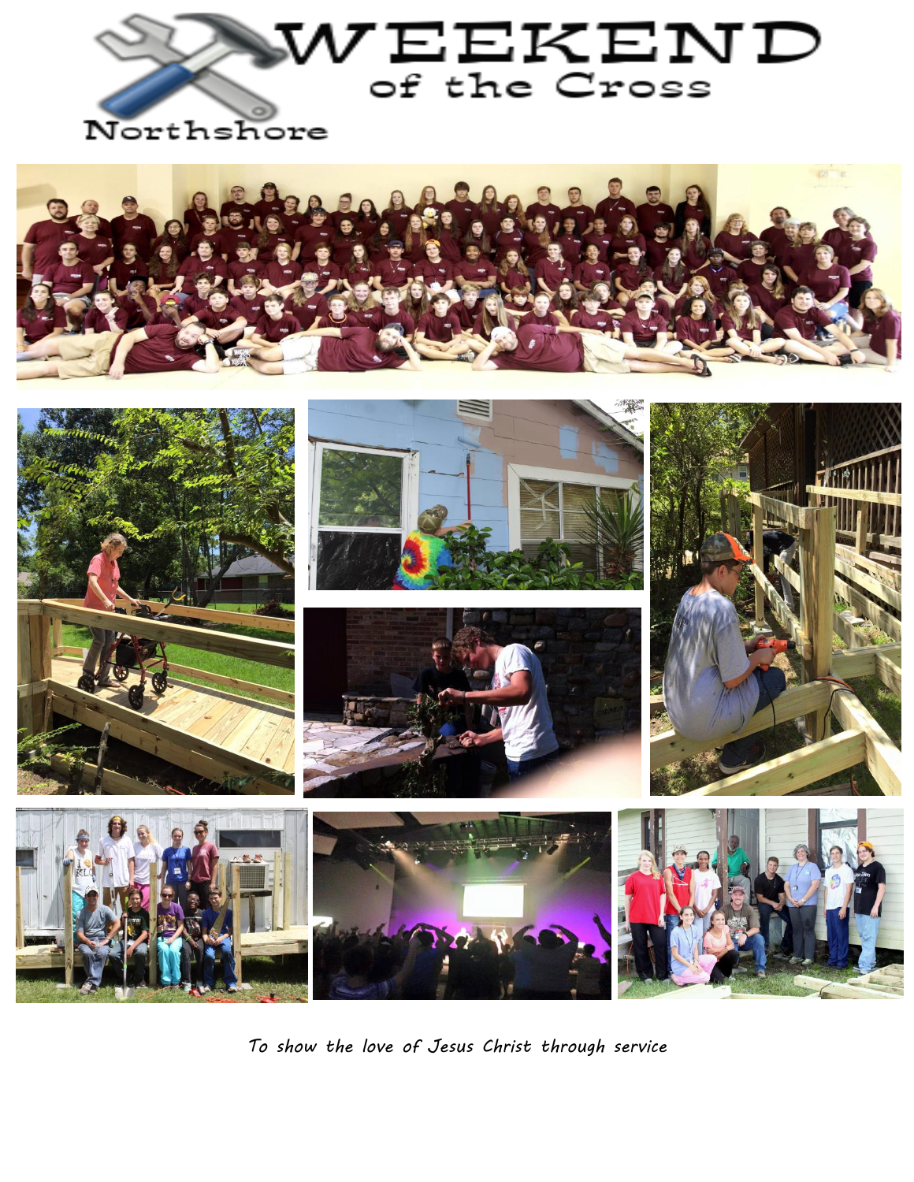# WEEKEND of the Cross

Northshore

*To show the love of Jesus Christ through service*